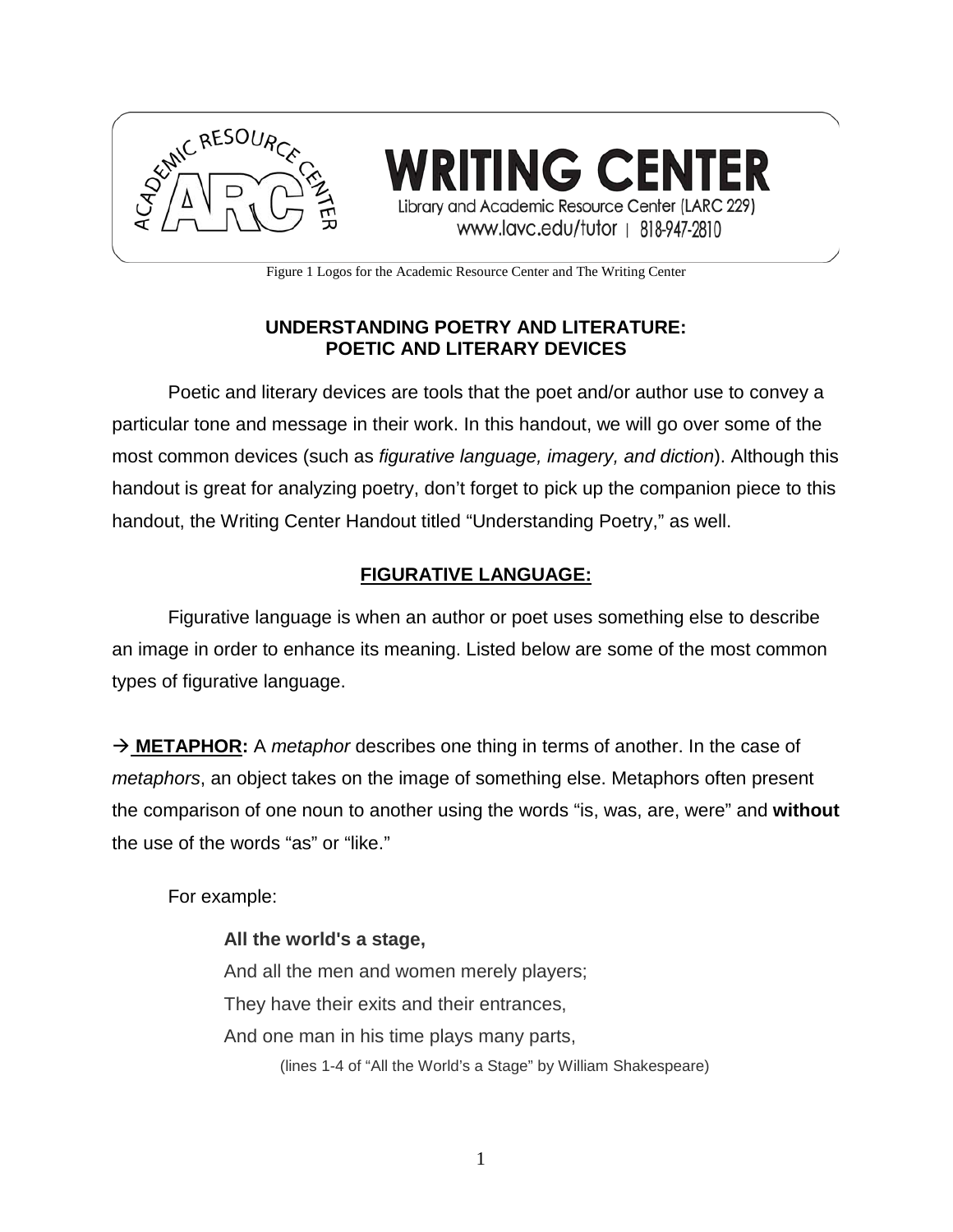WRITING CENTER
Library and Academic Resource Center (LARC 229)
www.lavc.edu/tutor | 818-947-2810

Figure 1 Logos for the Academic Resource Center and The Writing Center

# UNDERSTANDING POETRY AND LITERATURE: POETIC AND LITERARY DEVICES

Poetic and literary devices are tools that the poet and/or author use to convey a particular tone and message in their work. In this handout, we will go over some of the most common devices (such as *figurative language, imagery, and diction*). Although this handout is great for analyzing poetry, don't forget to pick up the companion piece to this handout, the Writing Center Handout titled "Understanding Poetry," as well.

## FIGURATIVE LANGUAGE:

Figurative language is when an author or poet uses something else to describe an image in order to enhance its meaning. Listed below are some of the most common types of figurative language.

→ **METAPHOR:** A *metaphor* describes one thing in terms of another. In the case of *metaphors*, an object takes on the image of something else. Metaphors often present the comparison of one noun to another using the words "is, was, are, were" and **without** the use of the words "as" or "like."

For example:

> **All the world's a stage,**
> And all the men and women merely players;
> They have their exits and their entrances,
> And one man in his time plays many parts,
>
> (lines 1-4 of "All the World's a Stage" by William Shakespeare)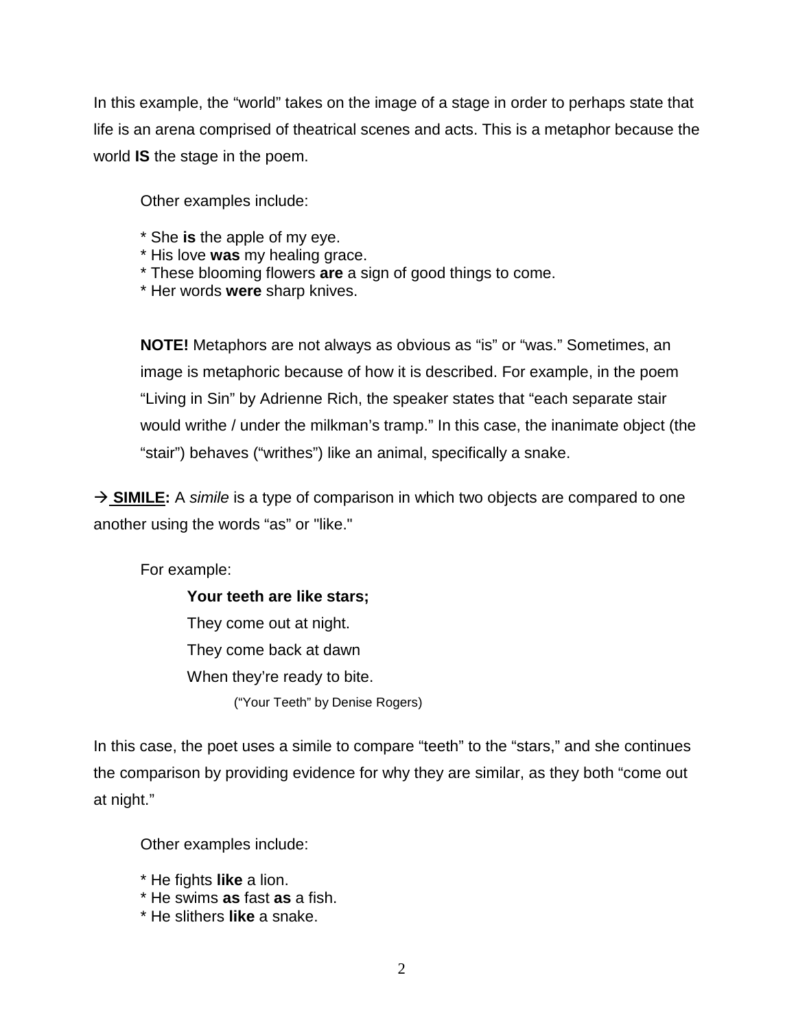In this example, the "world" takes on the image of a stage in order to perhaps state that life is an arena comprised of theatrical scenes and acts. This is a metaphor because the world **IS** the stage in the poem.

Other examples include:

* She **is** the apple of my eye.
* His love **was** my healing grace.
* These blooming flowers **are** a sign of good things to come.
* Her words **were** sharp knives.

**NOTE!** Metaphors are not always as obvious as "is" or "was." Sometimes, an image is metaphoric because of how it is described. For example, in the poem "Living in Sin" by Adrienne Rich, the speaker states that "each separate stair would writhe / under the milkman's tramp." In this case, the inanimate object (the "stair") behaves ("writhes") like an animal, specifically a snake.

→ **SIMILE:** A *simile* is a type of comparison in which two objects are compared to one another using the words "as" or "like."

For example:

> **Your teeth are like stars;**
> They come out at night.
> They come back at dawn
> When they're ready to bite.
> ("Your Teeth" by Denise Rogers)

In this case, the poet uses a simile to compare "teeth" to the "stars," and she continues the comparison by providing evidence for why they are similar, as they both "come out at night."

Other examples include:

* He fights **like** a lion.
* He swims **as** fast **as** a fish.
* He slithers **like** a snake.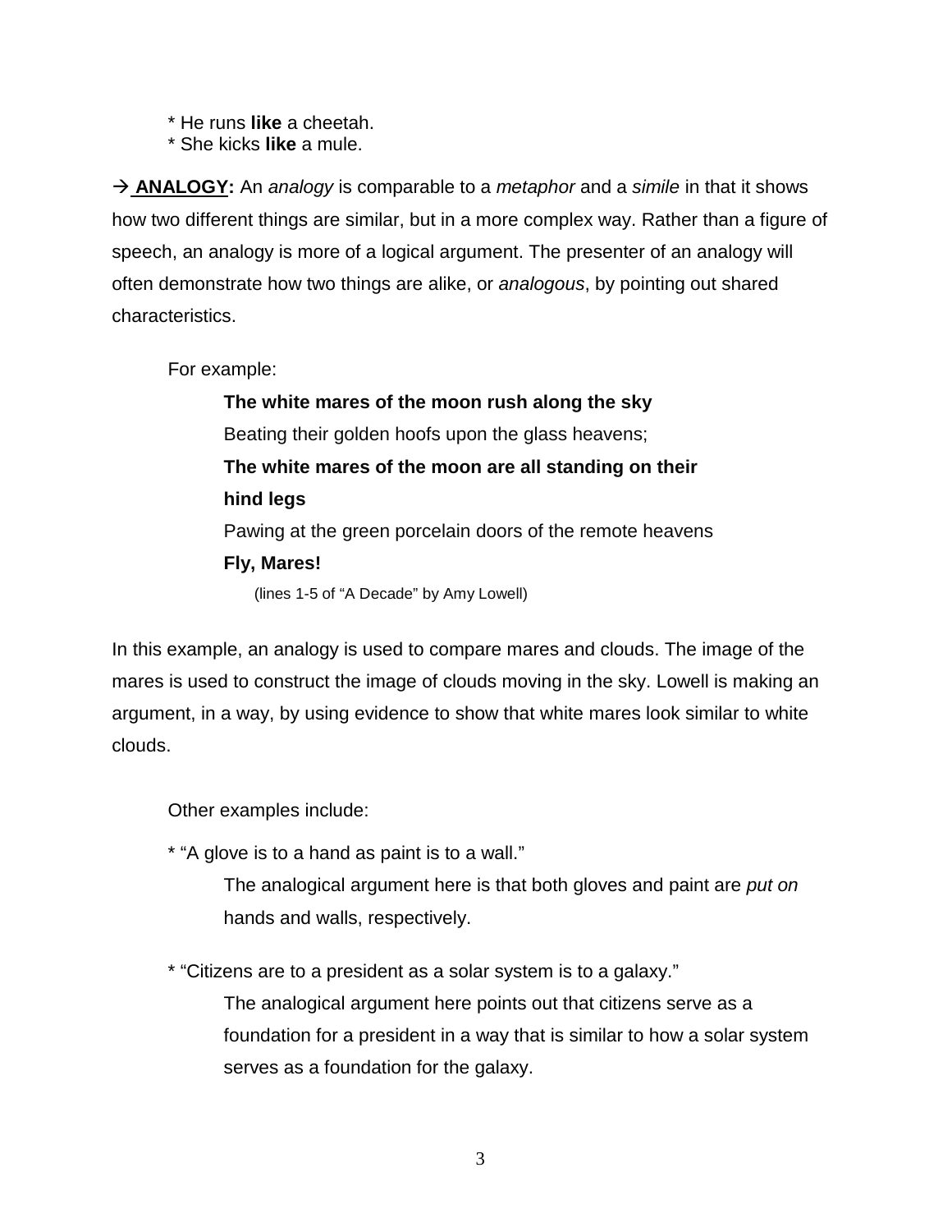* He runs **like** a cheetah.
* She kicks **like** a mule.

→ **ANALOGY:** An *analogy* is comparable to a *metaphor* and a *simile* in that it shows how two different things are similar, but in a more complex way. Rather than a figure of speech, an analogy is more of a logical argument. The presenter of an analogy will often demonstrate how two things are alike, or *analogous*, by pointing out shared characteristics.

For example:

> **The white mares of the moon rush along the sky**
> Beating their golden hoofs upon the glass heavens;
> **The white mares of the moon are all standing on their hind legs**
> Pawing at the green porcelain doors of the remote heavens
> **Fly, Mares!**
>
> (lines 1-5 of "A Decade" by Amy Lowell)

In this example, an analogy is used to compare mares and clouds. The image of the mares is used to construct the image of clouds moving in the sky. Lowell is making an argument, in a way, by using evidence to show that white mares look similar to white clouds.

Other examples include:

* "A glove is to a hand as paint is to a wall."

  The analogical argument here is that both gloves and paint are *put on* hands and walls, respectively.

* "Citizens are to a president as a solar system is to a galaxy."

  The analogical argument here points out that citizens serve as a foundation for a president in a way that is similar to how a solar system serves as a foundation for the galaxy.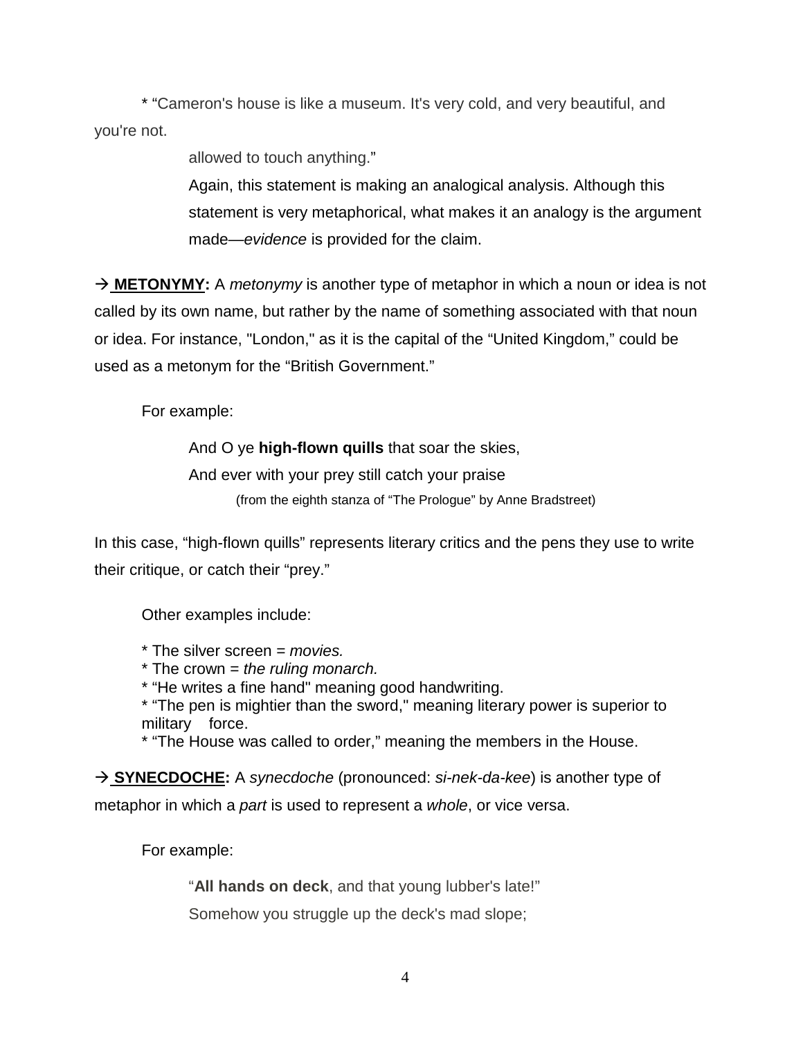* "Cameron's house is like a museum. It's very cold, and very beautiful, and you're not.

allowed to touch anything."

Again, this statement is making an analogical analysis. Although this statement is very metaphorical, what makes it an analogy is the argument made—*evidence* is provided for the claim.

→ **METONYMY:** A *metonymy* is another type of metaphor in which a noun or idea is not called by its own name, but rather by the name of something associated with that noun or idea. For instance, "London," as it is the capital of the "United Kingdom," could be used as a metonym for the "British Government."

For example:

> And O ye **high-flown quills** that soar the skies,
> And ever with your prey still catch your praise
> (from the eighth stanza of "The Prologue" by Anne Bradstreet)

In this case, "high-flown quills" represents literary critics and the pens they use to write their critique, or catch their "prey."

Other examples include:

* The silver screen = *movies.*
* The crown = *the ruling monarch.*
* "He writes a fine hand" meaning good handwriting.
* "The pen is mightier than the sword," meaning literary power is superior to military force.
* "The House was called to order," meaning the members in the House.

→ **SYNECDOCHE:** A *synecdoche* (pronounced: *si-nek-da-kee*) is another type of metaphor in which a *part* is used to represent a *whole*, or vice versa.

For example:

> "**All hands on deck**, and that young lubber's late!"
> Somehow you struggle up the deck's mad slope;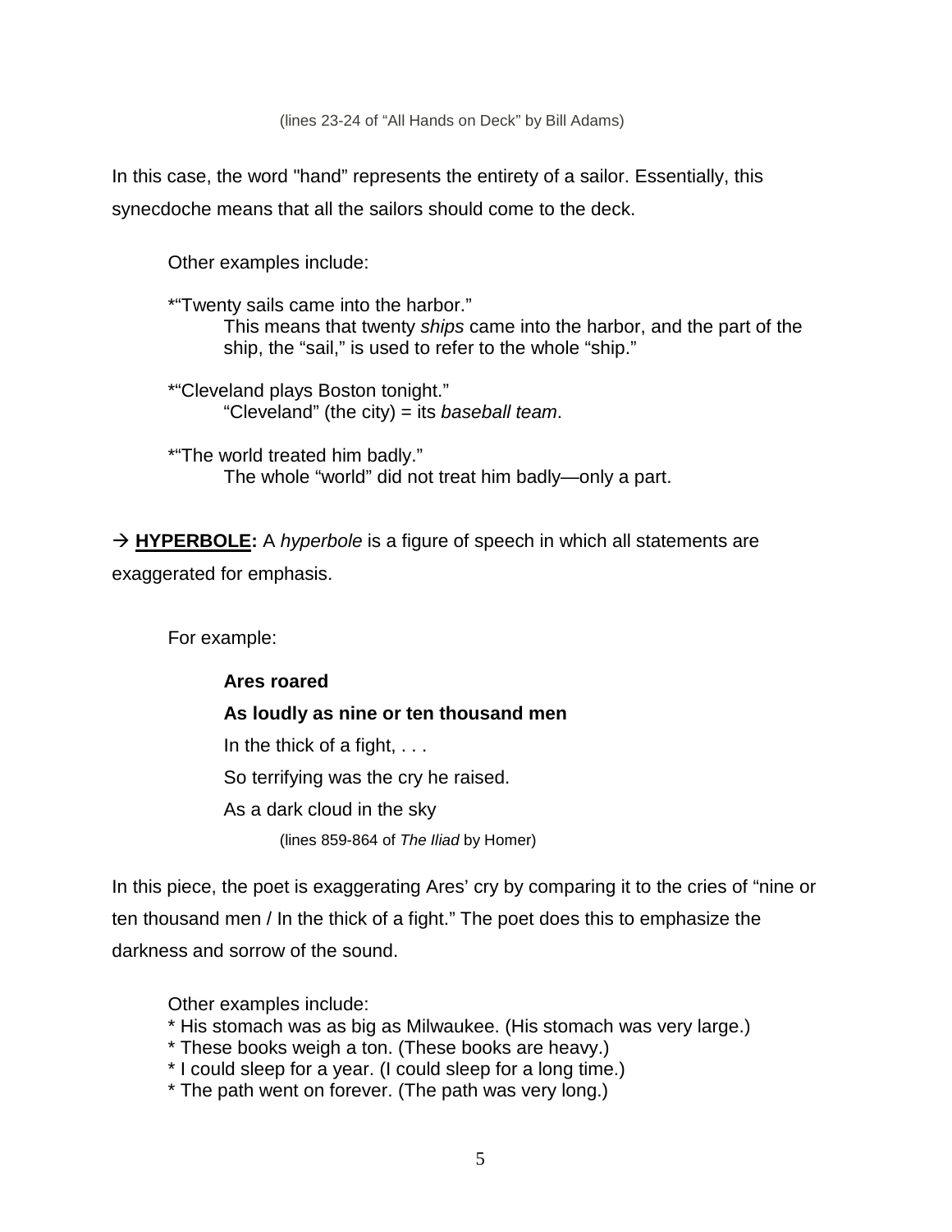(lines 23-24 of "All Hands on Deck" by Bill Adams)

In this case, the word "hand" represents the entirety of a sailor. Essentially, this synecdoche means that all the sailors should come to the deck.

Other examples include:

*"Twenty sails came into the harbor."
This means that twenty *ships* came into the harbor, and the part of the ship, the "sail," is used to refer to the whole "ship."

*"Cleveland plays Boston tonight."
"Cleveland" (the city) = its *baseball team*.

*"The world treated him badly."
The whole "world" did not treat him badly—only a part.

→ **HYPERBOLE:** A *hyperbole* is a figure of speech in which all statements are exaggerated for emphasis.

For example:

**Ares roared**

**As loudly as nine or ten thousand men**

In the thick of a fight, . . .

So terrifying was the cry he raised.

As a dark cloud in the sky

(lines 859-864 of *The Iliad* by Homer)

In this piece, the poet is exaggerating Ares' cry by comparing it to the cries of "nine or ten thousand men / In the thick of a fight." The poet does this to emphasize the darkness and sorrow of the sound.

Other examples include:
* His stomach was as big as Milwaukee. (His stomach was very large.)
* These books weigh a ton. (These books are heavy.)
* I could sleep for a year. (I could sleep for a long time.)
* The path went on forever. (The path was very long.)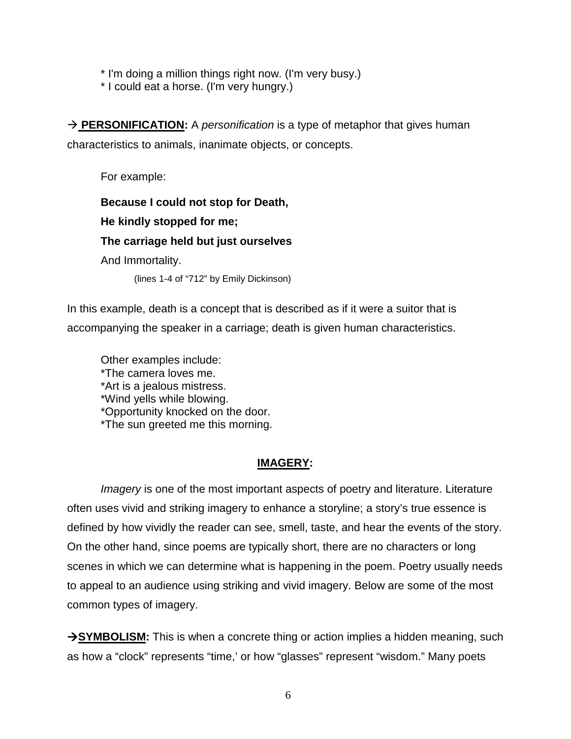* I'm doing a million things right now. (I'm very busy.)
* I could eat a horse. (I'm very hungry.)

→ **PERSONIFICATION:** A *personification* is a type of metaphor that gives human characteristics to animals, inanimate objects, or concepts.

For example:

**Because I could not stop for Death,**
**He kindly stopped for me;**
**The carriage held but just ourselves**
And Immortality.

(lines 1-4 of "712" by Emily Dickinson)

In this example, death is a concept that is described as if it were a suitor that is accompanying the speaker in a carriage; death is given human characteristics.

Other examples include:
*The camera loves me.
*Art is a jealous mistress.
*Wind yells while blowing.
*Opportunity knocked on the door.
*The sun greeted me this morning.

## IMAGERY:

*Imagery* is one of the most important aspects of poetry and literature. Literature often uses vivid and striking imagery to enhance a storyline; a story's true essence is defined by how vividly the reader can see, smell, taste, and hear the events of the story. On the other hand, since poems are typically short, there are no characters or long scenes in which we can determine what is happening in the poem. Poetry usually needs to appeal to an audience using striking and vivid imagery. Below are some of the most common types of imagery.

→ **SYMBOLISM:** This is when a concrete thing or action implies a hidden meaning, such as how a "clock" represents "time,' or how "glasses" represent "wisdom." Many poets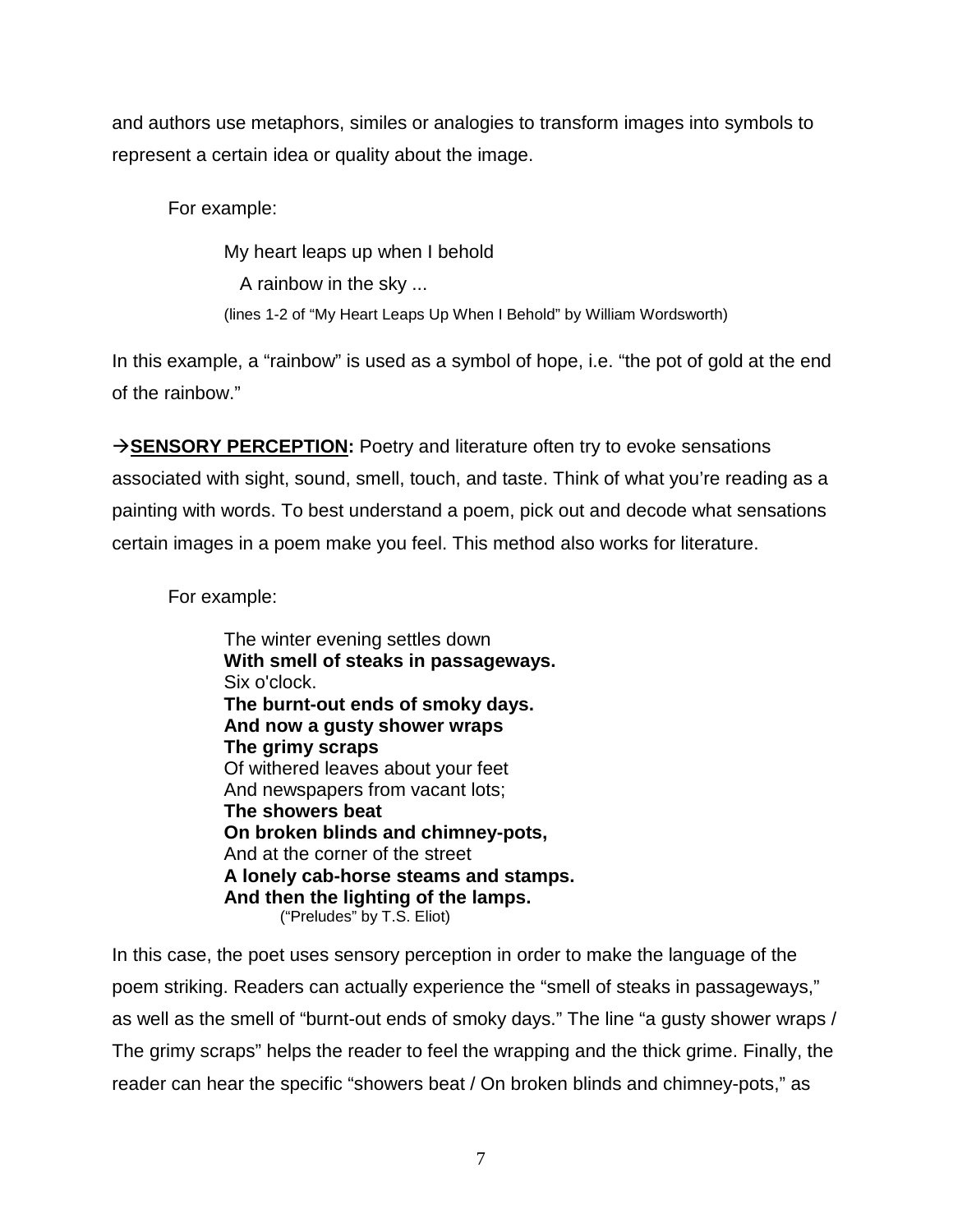and authors use metaphors, similes or analogies to transform images into symbols to represent a certain idea or quality about the image.

For example:

> My heart leaps up when I behold
>   A rainbow in the sky ...
> (lines 1-2 of "My Heart Leaps Up When I Behold" by William Wordsworth)

In this example, a "rainbow" is used as a symbol of hope, i.e. "the pot of gold at the end of the rainbow."

→**<u>SENSORY PERCEPTION</u>:** Poetry and literature often try to evoke sensations associated with sight, sound, smell, touch, and taste. Think of what you're reading as a painting with words. To best understand a poem, pick out and decode what sensations certain images in a poem make you feel. This method also works for literature.

For example:

> The winter evening settles down
> **With smell of steaks in passageways.**
> Six o'clock.
> **The burnt-out ends of smoky days.**
> **And now a gusty shower wraps**
> **The grimy scraps**
> Of withered leaves about your feet
> And newspapers from vacant lots;
> **The showers beat**
> **On broken blinds and chimney-pots,**
> And at the corner of the street
> **A lonely cab-horse steams and stamps.**
> **And then the lighting of the lamps.**
> ("Preludes" by T.S. Eliot)

In this case, the poet uses sensory perception in order to make the language of the poem striking. Readers can actually experience the "smell of steaks in passageways," as well as the smell of "burnt-out ends of smoky days." The line "a gusty shower wraps / The grimy scraps" helps the reader to feel the wrapping and the thick grime. Finally, the reader can hear the specific "showers beat / On broken blinds and chimney-pots," as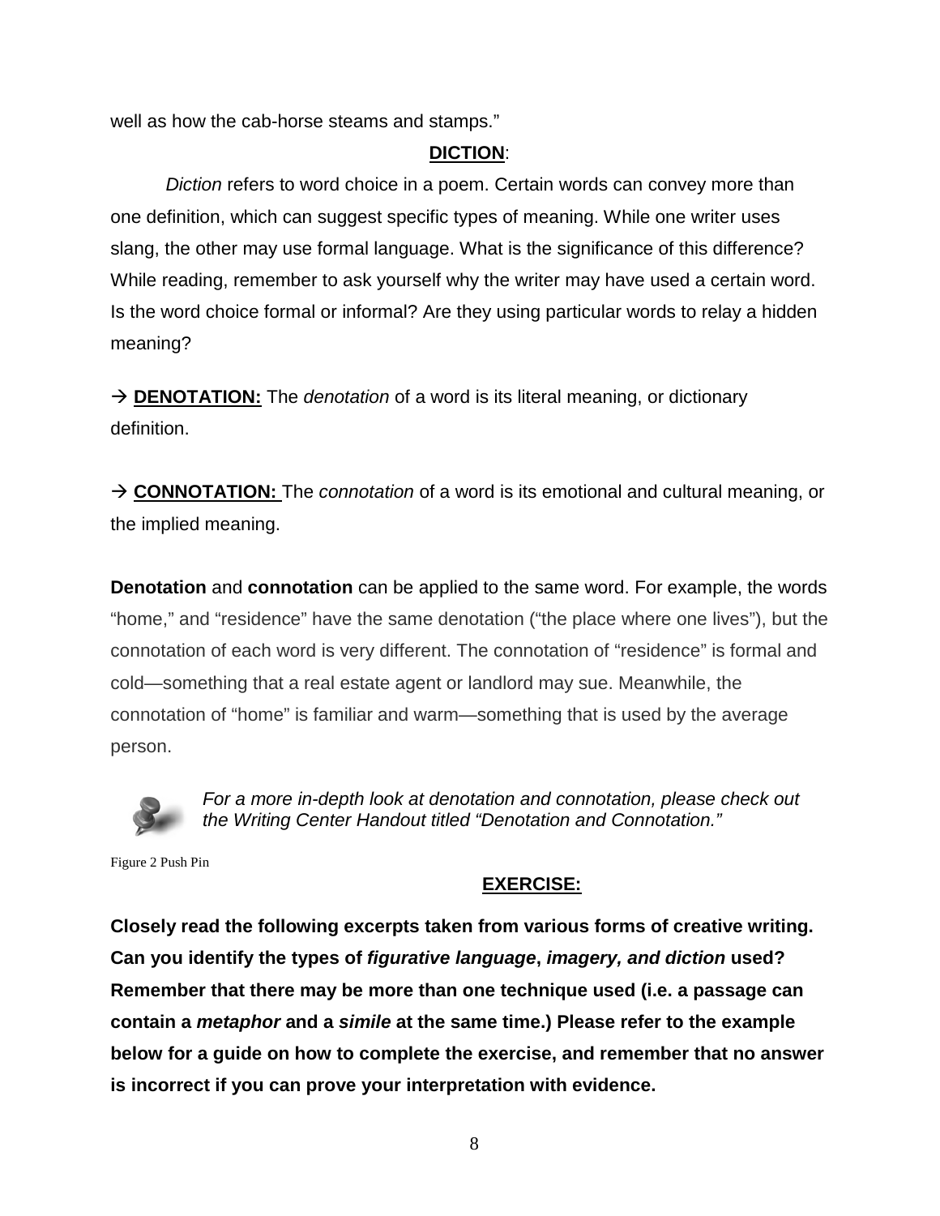well as how the cab-horse steams and stamps."

## **DICTION**:

*Diction* refers to word choice in a poem. Certain words can convey more than one definition, which can suggest specific types of meaning. While one writer uses slang, the other may use formal language. What is the significance of this difference? While reading, remember to ask yourself why the writer may have used a certain word. Is the word choice formal or informal? Are they using particular words to relay a hidden meaning?

→ **DENOTATION:** The *denotation* of a word is its literal meaning, or dictionary definition.

→ **CONNOTATION:** The *connotation* of a word is its emotional and cultural meaning, or the implied meaning.

**Denotation** and **connotation** can be applied to the same word. For example, the words "home," and "residence" have the same denotation ("the place where one lives"), but the connotation of each word is very different. The connotation of "residence" is formal and cold—something that a real estate agent or landlord may sue. Meanwhile, the connotation of "home" is familiar and warm—something that is used by the average person.

*For a more in-depth look at denotation and connotation, please check out the Writing Center Handout titled "Denotation and Connotation."*

Figure 2 Push Pin

## **EXERCISE:**

**Closely read the following excerpts taken from various forms of creative writing. Can you identify the types of *figurative language*, *imagery, and diction* used? Remember that there may be more than one technique used (i.e. a passage can contain a *metaphor* and a *simile* at the same time.) Please refer to the example below for a guide on how to complete the exercise, and remember that no answer is incorrect if you can prove your interpretation with evidence.**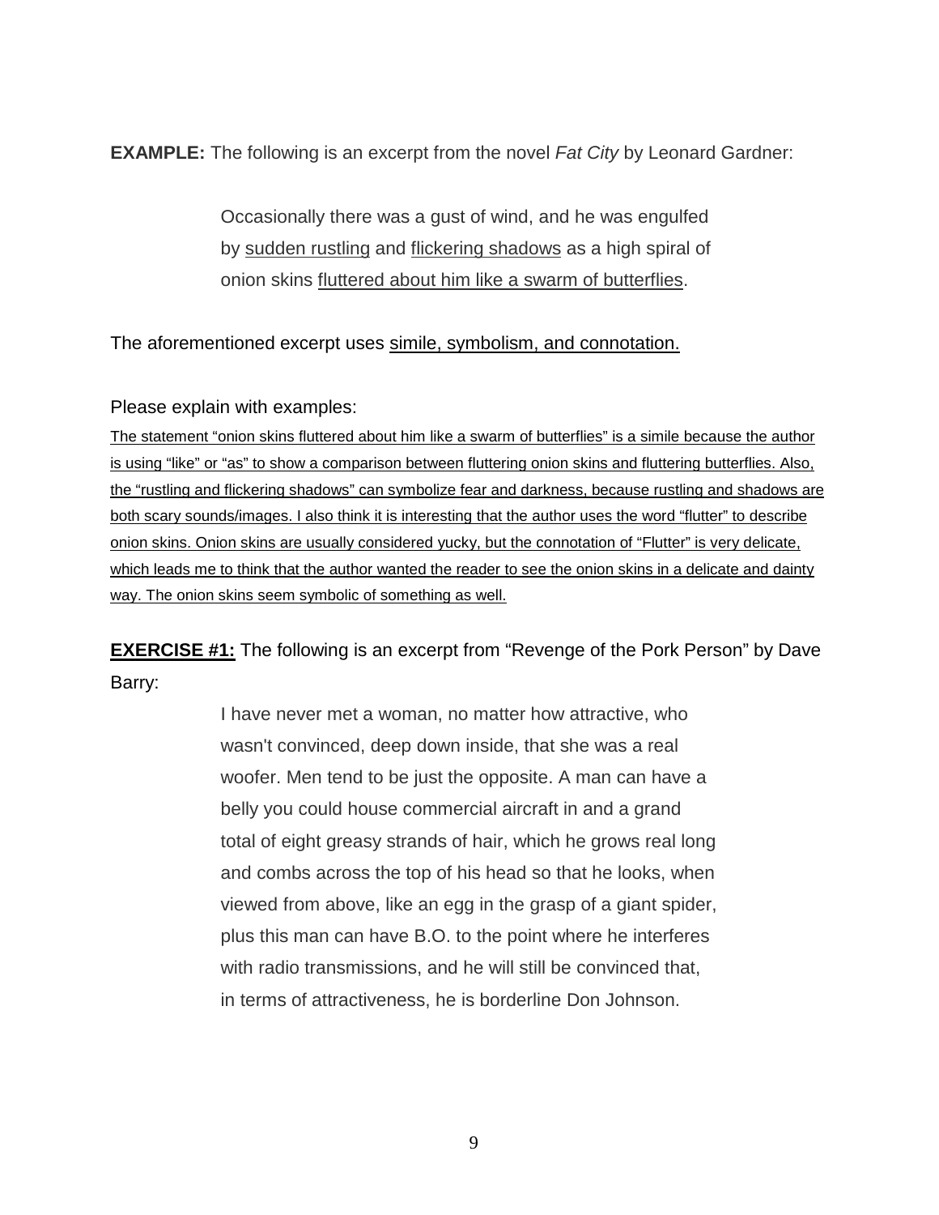**EXAMPLE:** The following is an excerpt from the novel *Fat City* by Leonard Gardner:

> Occasionally there was a gust of wind, and he was engulfed by <u>sudden rustling</u> and <u>flickering shadows</u> as a high spiral of onion skins <u>fluttered about him like a swarm of butterflies</u>.

The aforementioned excerpt uses <u>simile, symbolism, and connotation.</u>

Please explain with examples:

<u>The statement "onion skins fluttered about him like a swarm of butterflies" is a simile because the author is using "like" or "as" to show a comparison between fluttering onion skins and fluttering butterflies. Also, the "rustling and flickering shadows" can symbolize fear and darkness, because rustling and shadows are both scary sounds/images. I also think it is interesting that the author uses the word "flutter" to describe onion skins. Onion skins are usually considered yucky, but the connotation of "Flutter" is very delicate, which leads me to think that the author wanted the reader to see the onion skins in a delicate and dainty way. The onion skins seem symbolic of something as well.</u>

**<u>EXERCISE #1:</u>** The following is an excerpt from "Revenge of the Pork Person" by Dave Barry:

> I have never met a woman, no matter how attractive, who wasn't convinced, deep down inside, that she was a real woofer. Men tend to be just the opposite. A man can have a belly you could house commercial aircraft in and a grand total of eight greasy strands of hair, which he grows real long and combs across the top of his head so that he looks, when viewed from above, like an egg in the grasp of a giant spider, plus this man can have B.O. to the point where he interferes with radio transmissions, and he will still be convinced that, in terms of attractiveness, he is borderline Don Johnson.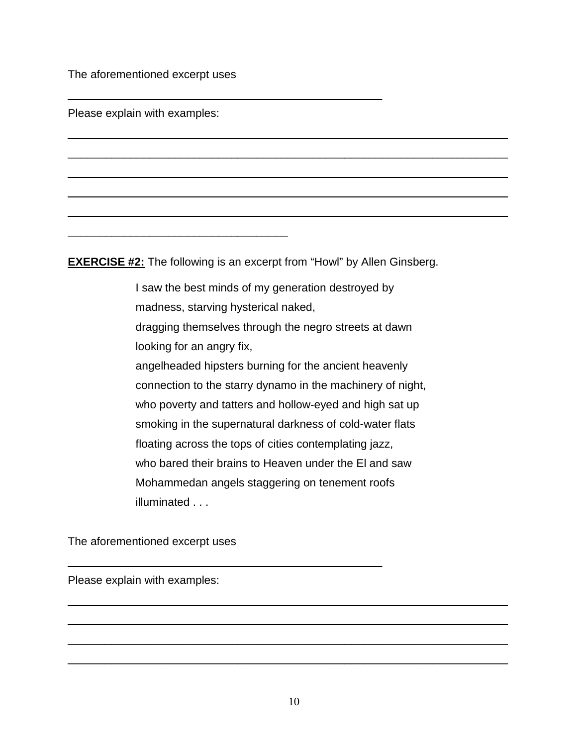The aforementioned excerpt uses

______________________________________________

Please explain with examples:

_________________________________________________________________

_________________________________________________________________

_________________________________________________________________

_________________________________________________________________

_________________________________________________________________

________________________________

**EXERCISE #2:** The following is an excerpt from "Howl" by Allen Ginsberg.

> I saw the best minds of my generation destroyed by
> madness, starving hysterical naked,
> dragging themselves through the negro streets at dawn
> looking for an angry fix,
> angelheaded hipsters burning for the ancient heavenly
> connection to the starry dynamo in the machinery of night,
> who poverty and tatters and hollow-eyed and high sat up
> smoking in the supernatural darkness of cold-water flats
> floating across the tops of cities contemplating jazz,
> who bared their brains to Heaven under the El and saw
> Mohammedan angels staggering on tenement roofs
> illuminated . . .

The aforementioned excerpt uses

______________________________________________

Please explain with examples:

_________________________________________________________________

_________________________________________________________________

_________________________________________________________________

_________________________________________________________________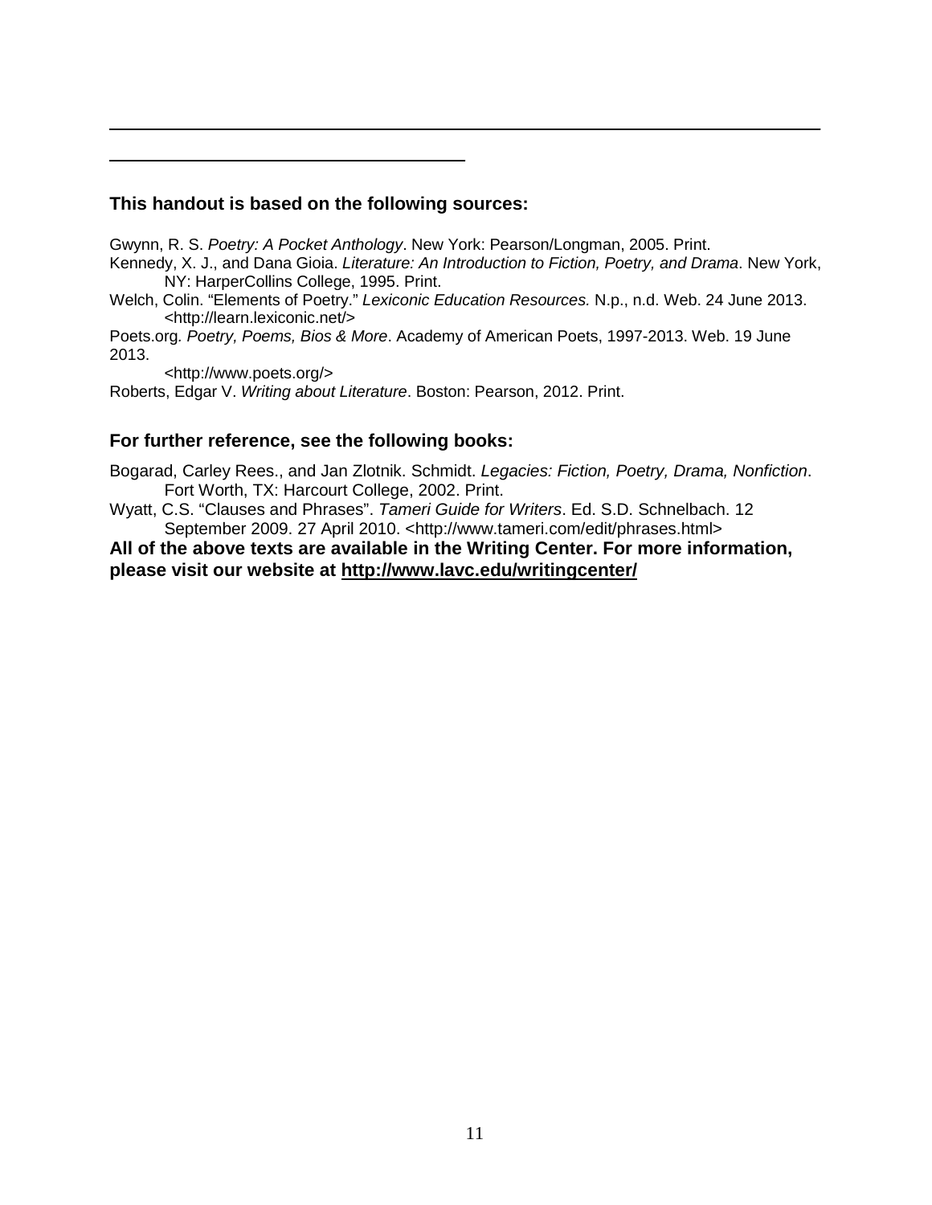### This handout is based on the following sources:

Gwynn, R. S. *Poetry: A Pocket Anthology*. New York: Pearson/Longman, 2005. Print.

Kennedy, X. J., and Dana Gioia. *Literature: An Introduction to Fiction, Poetry, and Drama*. New York, NY: HarperCollins College, 1995. Print.

Welch, Colin. "Elements of Poetry." *Lexiconic Education Resources.* N.p., n.d. Web. 24 June 2013. <http://learn.lexiconic.net/>

Poets.org*. Poetry, Poems, Bios & More*. Academy of American Poets, 1997-2013. Web. 19 June 2013. <http://www.poets.org/>

Roberts, Edgar V. *Writing about Literature*. Boston: Pearson, 2012. Print.

### For further reference, see the following books:

Bogarad, Carley Rees., and Jan Zlotnik. Schmidt. *Legacies: Fiction, Poetry, Drama, Nonfiction*. Fort Worth, TX: Harcourt College, 2002. Print.

Wyatt, C.S. "Clauses and Phrases". *Tameri Guide for Writers*. Ed. S.D. Schnelbach. 12 September 2009. 27 April 2010. <http://www.tameri.com/edit/phrases.html>

**All of the above texts are available in the Writing Center. For more information, please visit our website at http://www.lavc.edu/writingcenter/**